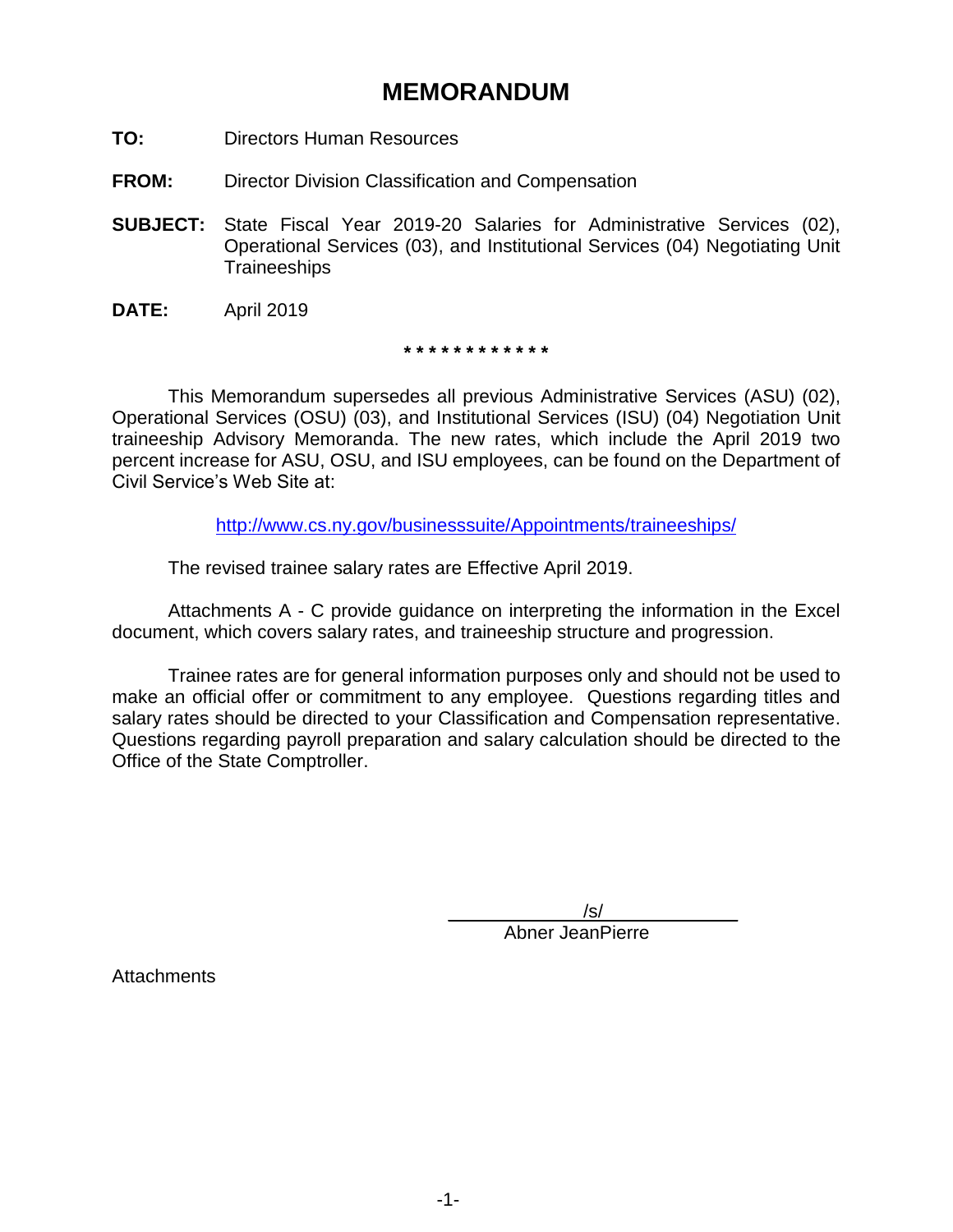# MEMORANDUM

**TO:** Directors Human Resources

**FROM:** Director Division Classification and Compensation

**SUBJECT:** State Fiscal Year 2019-20 Salaries for Administrative Services (02), Operational Services (03), and Institutional Services (04) Negotiating Unit Traineeships

**DATE:** April 2019

* * * * * * * * * * * * *

This Memorandum supersedes all previous Administrative Services (ASU) (02), Operational Services (OSU) (03), and Institutional Services (ISU) (04) Negotiation Unit traineeship Advisory Memoranda. The new rates, which include the April 2019 two percent increase for ASU, OSU, and ISU employees, can be found on the Department of Civil Service's Web Site at:

http://www.cs.ny.gov/businesssuite/Appointments/traineeships/

The revised trainee salary rates are Effective April 2019.

Attachments A - C provide guidance on interpreting the information in the Excel document, which covers salary rates, and traineeship structure and progression.

Trainee rates are for general information purposes only and should not be used to make an official offer or commitment to any employee. Questions regarding titles and salary rates should be directed to your Classification and Compensation representative. Questions regarding payroll preparation and salary calculation should be directed to the Office of the State Comptroller.

/s/

Abner JeanPierre

Attachments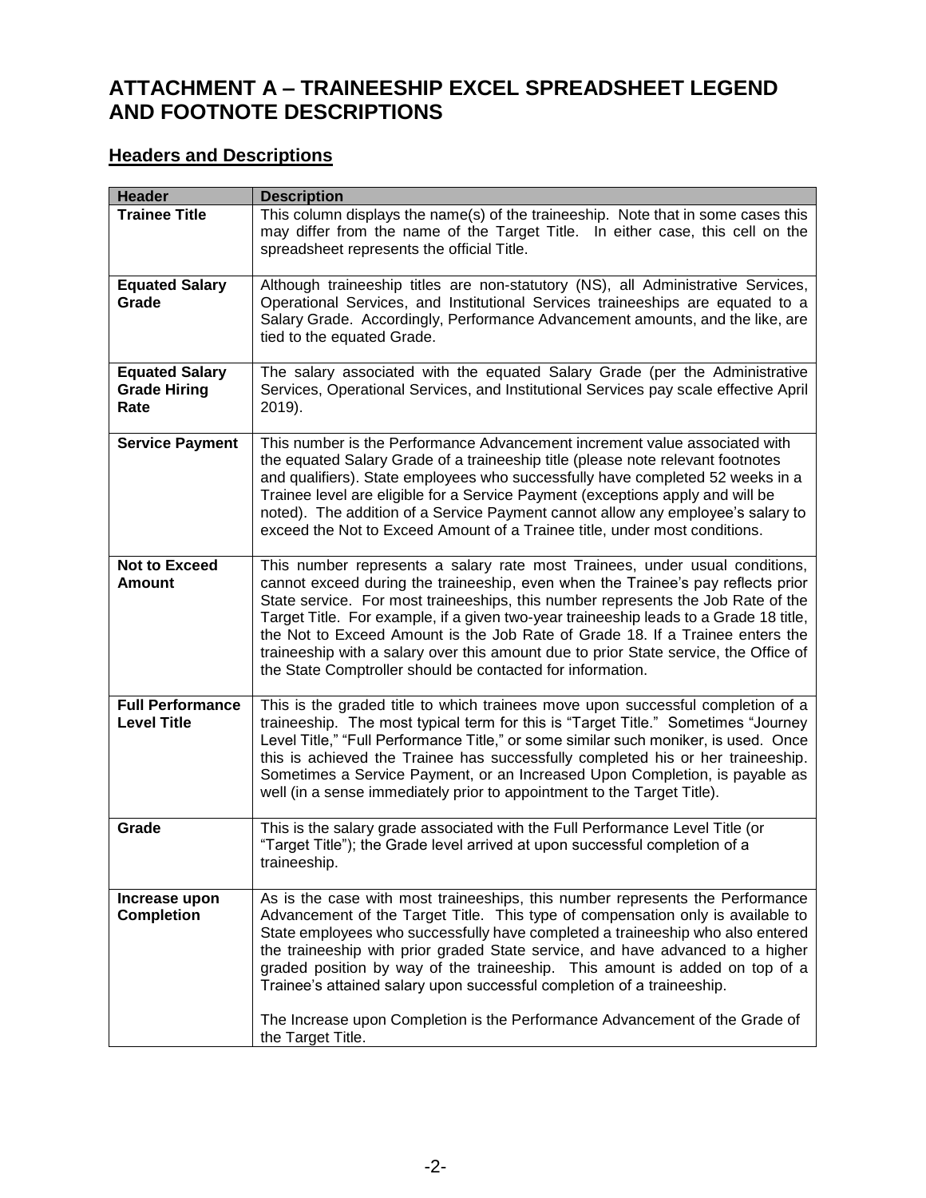# ATTACHMENT A – TRAINEESHIP EXCEL SPREADSHEET LEGEND AND FOOTNOTE DESCRIPTIONS

## Headers and Descriptions

| Header | Description |
|---|---|
| **Trainee Title** | This column displays the name(s) of the traineeship. Note that in some cases this may differ from the name of the Target Title. In either case, this cell on the spreadsheet represents the official Title. |
| **Equated Salary Grade** | Although traineeship titles are non-statutory (NS), all Administrative Services, Operational Services, and Institutional Services traineeships are equated to a Salary Grade. Accordingly, Performance Advancement amounts, and the like, are tied to the equated Grade. |
| **Equated Salary Grade Hiring Rate** | The salary associated with the equated Salary Grade (per the Administrative Services, Operational Services, and Institutional Services pay scale effective April 2019). |
| **Service Payment** | This number is the Performance Advancement increment value associated with the equated Salary Grade of a traineeship title (please note relevant footnotes and qualifiers). State employees who successfully have completed 52 weeks in a Trainee level are eligible for a Service Payment (exceptions apply and will be noted). The addition of a Service Payment cannot allow any employee's salary to exceed the Not to Exceed Amount of a Trainee title, under most conditions. |
| **Not to Exceed Amount** | This number represents a salary rate most Trainees, under usual conditions, cannot exceed during the traineeship, even when the Trainee's pay reflects prior State service. For most traineeships, this number represents the Job Rate of the Target Title. For example, if a given two-year traineeship leads to a Grade 18 title, the Not to Exceed Amount is the Job Rate of Grade 18. If a Trainee enters the traineeship with a salary over this amount due to prior State service, the Office of the State Comptroller should be contacted for information. |
| **Full Performance Level Title** | This is the graded title to which trainees move upon successful completion of a traineeship. The most typical term for this is "Target Title." Sometimes "Journey Level Title," "Full Performance Title," or some similar such moniker, is used. Once this is achieved the Trainee has successfully completed his or her traineeship. Sometimes a Service Payment, or an Increased Upon Completion, is payable as well (in a sense immediately prior to appointment to the Target Title). |
| **Grade** | This is the salary grade associated with the Full Performance Level Title (or "Target Title"); the Grade level arrived at upon successful completion of a traineeship. |
| **Increase upon Completion** | As is the case with most traineeships, this number represents the Performance Advancement of the Target Title. This type of compensation only is available to State employees who successfully have completed a traineeship who also entered the traineeship with prior graded State service, and have advanced to a higher graded position by way of the traineeship. This amount is added on top of a Trainee's attained salary upon successful completion of a traineeship.<br><br>The Increase upon Completion is the Performance Advancement of the Grade of the Target Title. |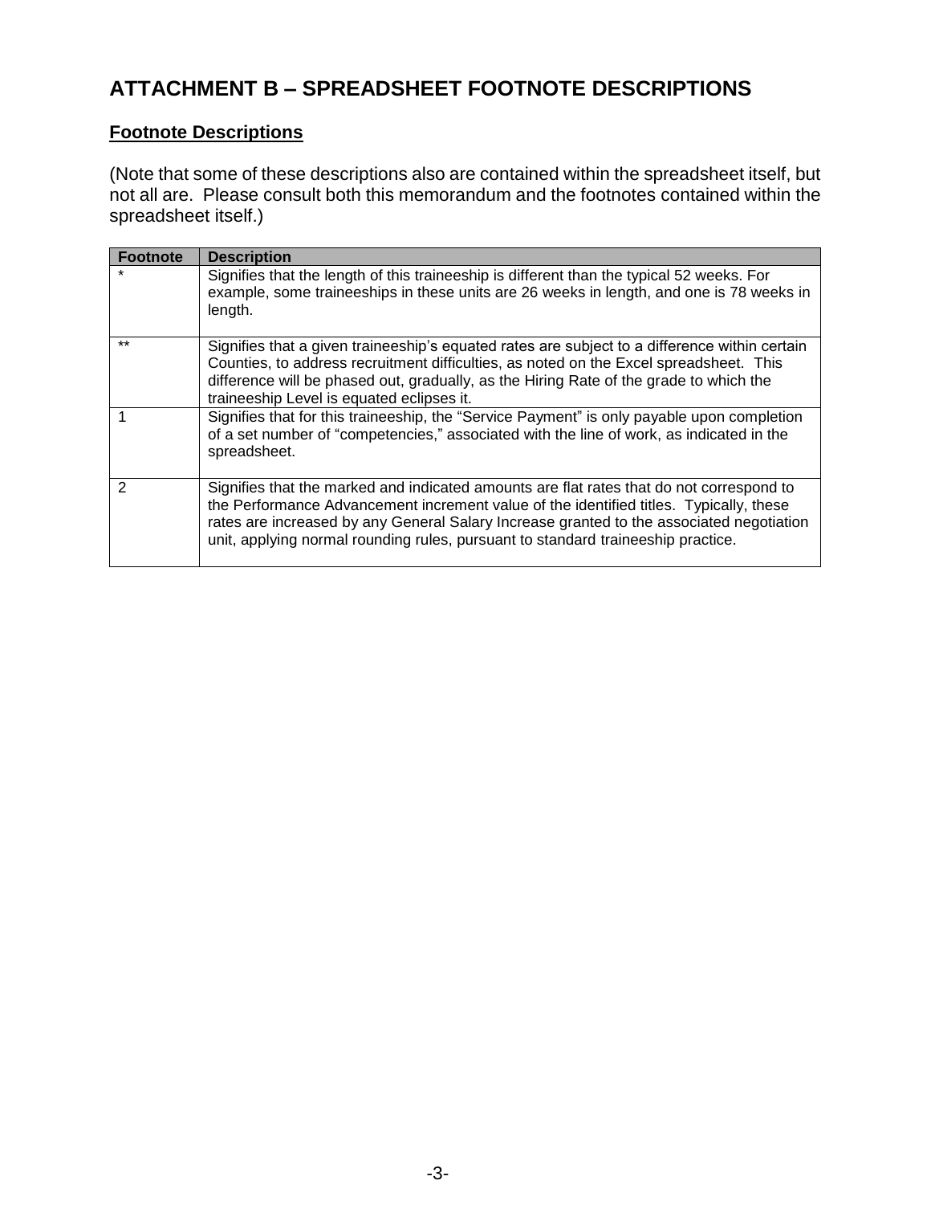# ATTACHMENT B – SPREADSHEET FOOTNOTE DESCRIPTIONS

## Footnote Descriptions

(Note that some of these descriptions also are contained within the spreadsheet itself, but not all are. Please consult both this memorandum and the footnotes contained within the spreadsheet itself.)

| Footnote | Description |
|---|---|
| * | Signifies that the length of this traineeship is different than the typical 52 weeks. For example, some traineeships in these units are 26 weeks in length, and one is 78 weeks in length. |
| ** | Signifies that a given traineeship's equated rates are subject to a difference within certain Counties, to address recruitment difficulties, as noted on the Excel spreadsheet. This difference will be phased out, gradually, as the Hiring Rate of the grade to which the traineeship Level is equated eclipses it. |
| 1 | Signifies that for this traineeship, the "Service Payment" is only payable upon completion of a set number of "competencies," associated with the line of work, as indicated in the spreadsheet. |
| 2 | Signifies that the marked and indicated amounts are flat rates that do not correspond to the Performance Advancement increment value of the identified titles. Typically, these rates are increased by any General Salary Increase granted to the associated negotiation unit, applying normal rounding rules, pursuant to standard traineeship practice. |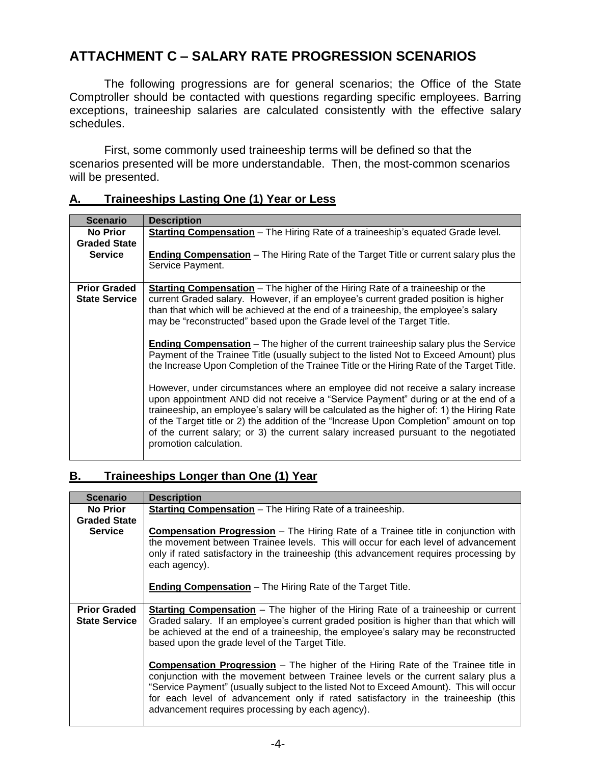## ATTACHMENT C – SALARY RATE PROGRESSION SCENARIOS

The following progressions are for general scenarios; the Office of the State Comptroller should be contacted with questions regarding specific employees. Barring exceptions, traineeship salaries are calculated consistently with the effective salary schedules.

First, some commonly used traineeship terms will be defined so that the scenarios presented will be more understandable. Then, the most-common scenarios will be presented.

### A. Traineeships Lasting One (1) Year or Less

| Scenario | Description |
|---|---|
| **No Prior Graded State Service** | **Starting Compensation** – The Hiring Rate of a traineeship's equated Grade level.<br><br>**Ending Compensation** – The Hiring Rate of the Target Title or current salary plus the Service Payment. |
| **Prior Graded State Service** | **Starting Compensation** – The higher of the Hiring Rate of a traineeship or the current Graded salary. However, if an employee's current graded position is higher than that which will be achieved at the end of a traineeship, the employee's salary may be "reconstructed" based upon the Grade level of the Target Title.<br><br>**Ending Compensation** – The higher of the current traineeship salary plus the Service Payment of the Trainee Title (usually subject to the listed Not to Exceed Amount) plus the Increase Upon Completion of the Trainee Title or the Hiring Rate of the Target Title.<br><br>However, under circumstances where an employee did not receive a salary increase upon appointment AND did not receive a "Service Payment" during or at the end of a traineeship, an employee's salary will be calculated as the higher of: 1) the Hiring Rate of the Target title or 2) the addition of the "Increase Upon Completion" amount on top of the current salary; or 3) the current salary increased pursuant to the negotiated promotion calculation. |

### B. Traineeships Longer than One (1) Year

| Scenario | Description |
|---|---|
| **No Prior Graded State Service** | **Starting Compensation** – The Hiring Rate of a traineeship.<br><br>**Compensation Progression** – The Hiring Rate of a Trainee title in conjunction with the movement between Trainee levels. This will occur for each level of advancement only if rated satisfactory in the traineeship (this advancement requires processing by each agency).<br><br>**Ending Compensation** – The Hiring Rate of the Target Title. |
| **Prior Graded State Service** | **Starting Compensation** – The higher of the Hiring Rate of a traineeship or current Graded salary. If an employee's current graded position is higher than that which will be achieved at the end of a traineeship, the employee's salary may be reconstructed based upon the grade level of the Target Title.<br><br>**Compensation Progression** – The higher of the Hiring Rate of the Trainee title in conjunction with the movement between Trainee levels or the current salary plus a "Service Payment" (usually subject to the listed Not to Exceed Amount). This will occur for each level of advancement only if rated satisfactory in the traineeship (this advancement requires processing by each agency). |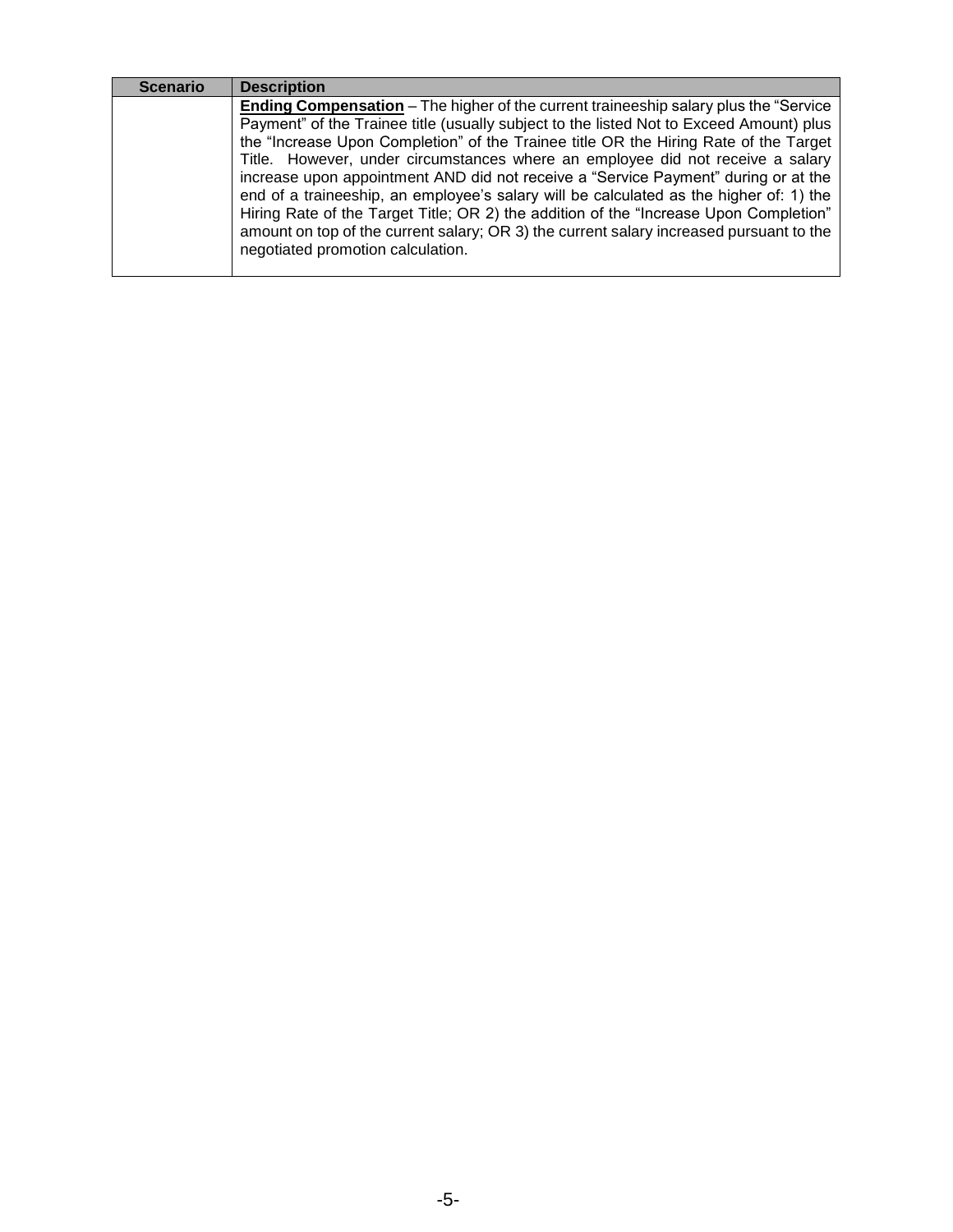| Scenario | Description |
|---|---|
| | **Ending Compensation** – The higher of the current traineeship salary plus the "Service Payment" of the Trainee title (usually subject to the listed Not to Exceed Amount) plus the "Increase Upon Completion" of the Trainee title OR the Hiring Rate of the Target Title. However, under circumstances where an employee did not receive a salary increase upon appointment AND did not receive a "Service Payment" during or at the end of a traineeship, an employee's salary will be calculated as the higher of: 1) the Hiring Rate of the Target Title; OR 2) the addition of the "Increase Upon Completion" amount on top of the current salary; OR 3) the current salary increased pursuant to the negotiated promotion calculation. |